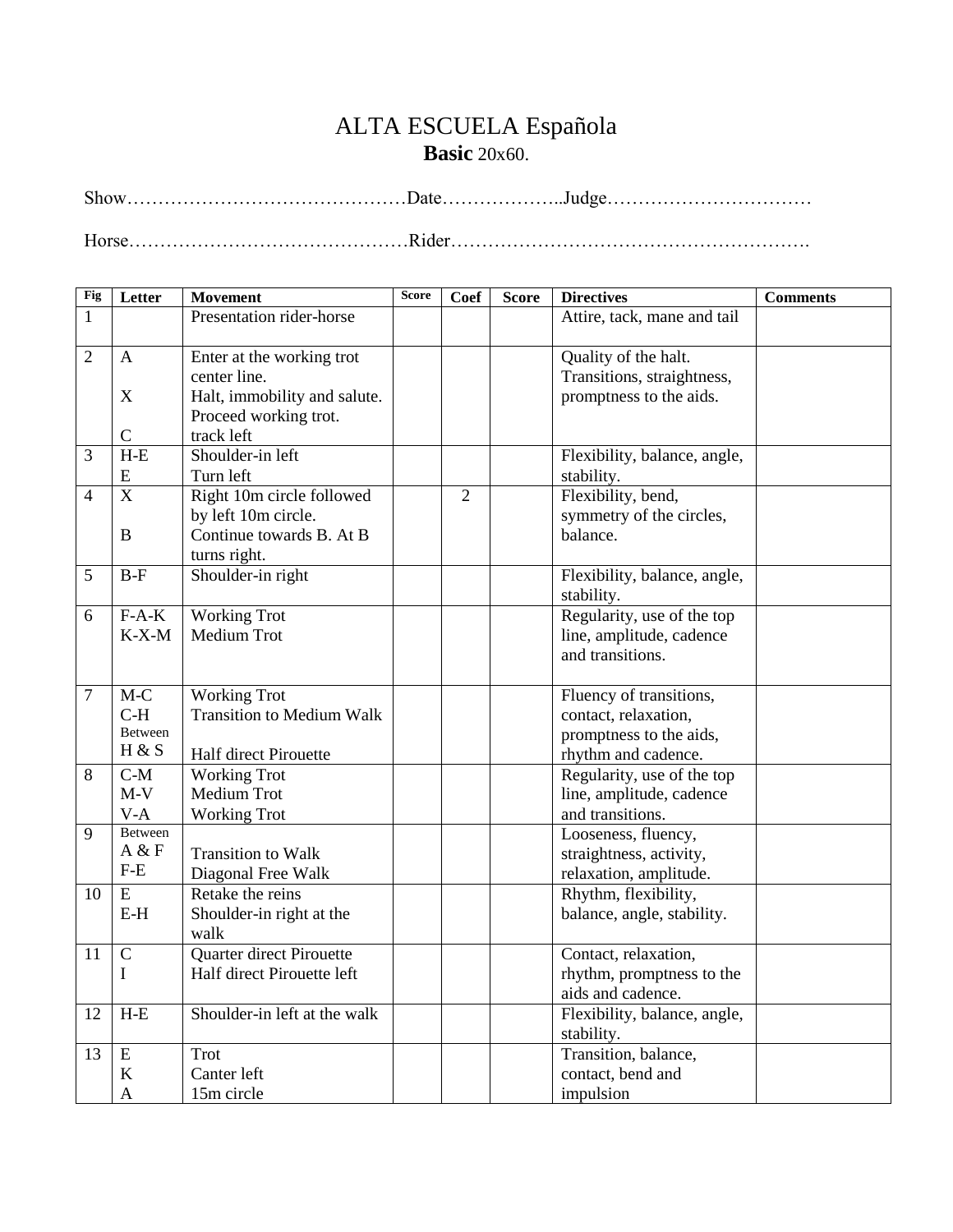# ALTA ESCUELA Española

## **Basic** 20x60.

Show………………………………………Date………………..Judge……………………………

Horse………………………………………Rider………………………………………………….

| Fig | Letter | Movement | Score | Coef | Score | Directives | Comments |
|---|---|---|---|---|---|---|---|
| 1 | | Presentation rider-horse | | | | Attire, tack, mane and tail | |
| 2 | A<br>X<br>C | Enter at the working trot center line.<br>Halt, immobility and salute. Proceed working trot.<br>track left | | | | Quality of the halt. Transitions, straightness, promptness to the aids. | |
| 3 | H-E<br>E | Shoulder-in left<br>Turn left | | | | Flexibility, balance, angle, stability. | |
| 4 | X<br>B | Right 10m circle followed by left 10m circle.<br>Continue towards B. At B turns right. | | 2 | | Flexibility, bend, symmetry of the circles, balance. | |
| 5 | B-F | Shoulder-in right | | | | Flexibility, balance, angle, stability. | |
| 6 | F-A-K<br>K-X-M | Working Trot<br>Medium Trot | | | | Regularity, use of the top line, amplitude, cadence and transitions. | |
| 7 | M-C<br>C-H<br>Between H & S | Working Trot<br>Transition to Medium Walk<br>Half direct Pirouette | | | | Fluency of transitions, contact, relaxation, promptness to the aids, rhythm and cadence. | |
| 8 | C-M<br>M-V<br>V-A | Working Trot<br>Medium Trot<br>Working Trot | | | | Regularity, use of the top line, amplitude, cadence and transitions. | |
| 9 | Between A & F<br>F-E | Transition to Walk<br>Diagonal Free Walk | | | | Looseness, fluency, straightness, activity, relaxation, amplitude. | |
| 10 | E<br>E-H | Retake the reins<br>Shoulder-in right at the walk | | | | Rhythm, flexibility, balance, angle, stability. | |
| 11 | C<br>I | Quarter direct Pirouette<br>Half direct Pirouette left | | | | Contact, relaxation, rhythm, promptness to the aids and cadence. | |
| 12 | H-E | Shoulder-in left at the walk | | | | Flexibility, balance, angle, stability. | |
| 13 | E<br>K<br>A | Trot<br>Canter left<br>15m circle | | | | Transition, balance, contact, bend and impulsion | |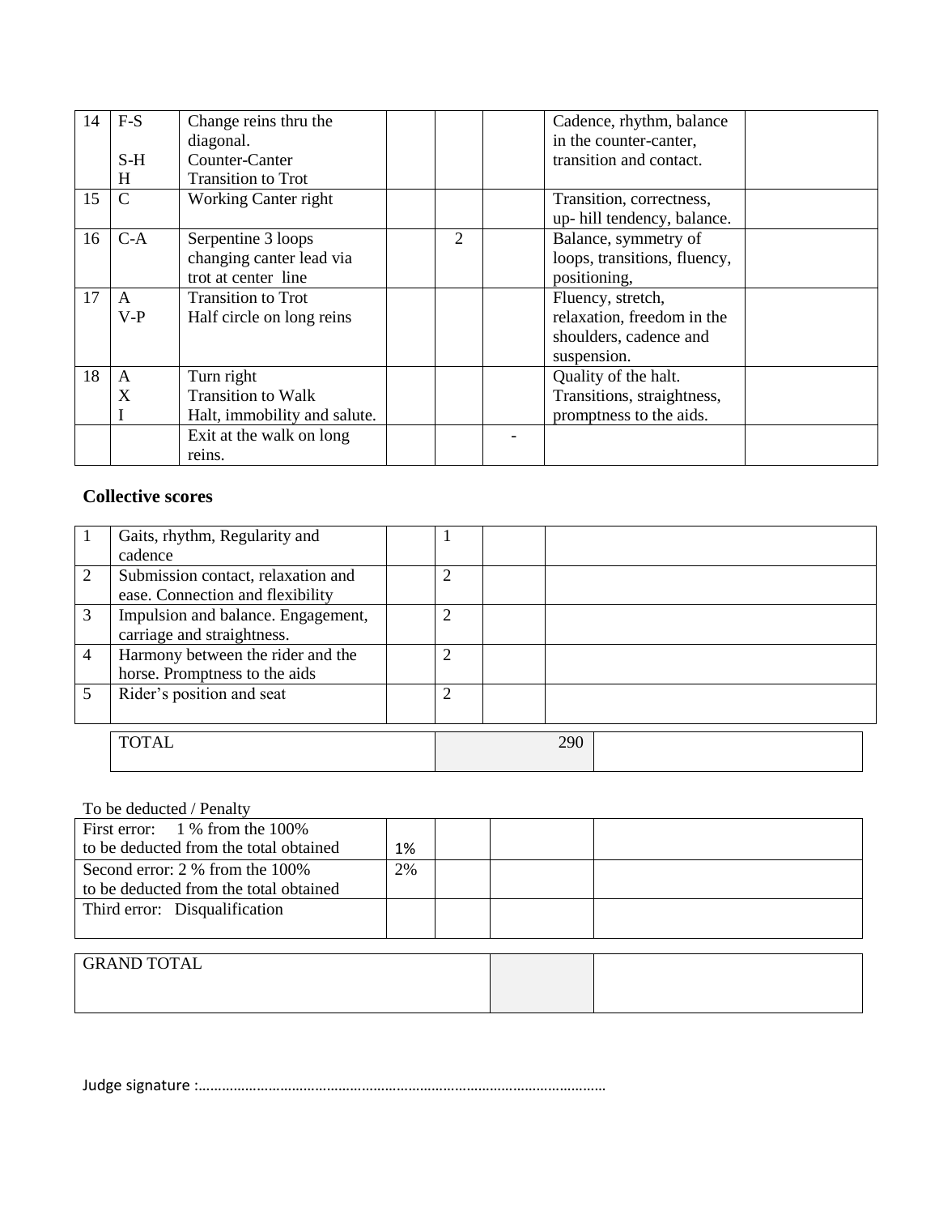| | | | | | | | |
|---|---|---|---|---|---|---|---|
| 14 | F-S<br><br>S-H<br>H | Change reins thru the diagonal.<br>Counter-Canter<br>Transition to Trot | | | | Cadence, rhythm, balance in the counter-canter, transition and contact. | |
| 15 | C | Working Canter right | | | | Transition, correctness, up- hill tendency, balance. | |
| 16 | C-A | Serpentine 3 loops changing canter lead via trot at center line | | 2 | | Balance, symmetry of loops, transitions, fluency, positioning, | |
| 17 | A<br>V-P | Transition to Trot<br>Half circle on long reins | | | | Fluency, stretch, relaxation, freedom in the shoulders, cadence and suspension. | |
| 18 | A<br>X<br>I | Turn right<br>Transition to Walk<br>Halt, immobility and salute. | | | | Quality of the halt. Transitions, straightness, promptness to the aids. | |
| | | Exit at the walk on long reins. | | | - | | |

**Collective scores**

| | | | | | |
|---|---|---|---|---|---|
| 1 | Gaits, rhythm, Regularity and cadence | | 1 | | |
| 2 | Submission contact, relaxation and ease. Connection and flexibility | | 2 | | |
| 3 | Impulsion and balance. Engagement, carriage and straightness. | | 2 | | |
| 4 | Harmony between the rider and the horse. Promptness to the aids | | 2 | | |
| 5 | Rider's position and seat | | 2 | | |

| | | |
|---|---|---|
| TOTAL | 290 | |

To be deducted / Penalty

| | | | | |
|---|---|---|---|---|
| First error: 1 % from the 100% to be deducted from the total obtained | 1% | | | |
| Second error: 2 % from the 100% to be deducted from the total obtained | 2% | | | |
| Third error: Disqualification | | | | |

| | | |
|---|---|---|
| GRAND TOTAL | | |

Judge signature :………………………………………………………………………………………………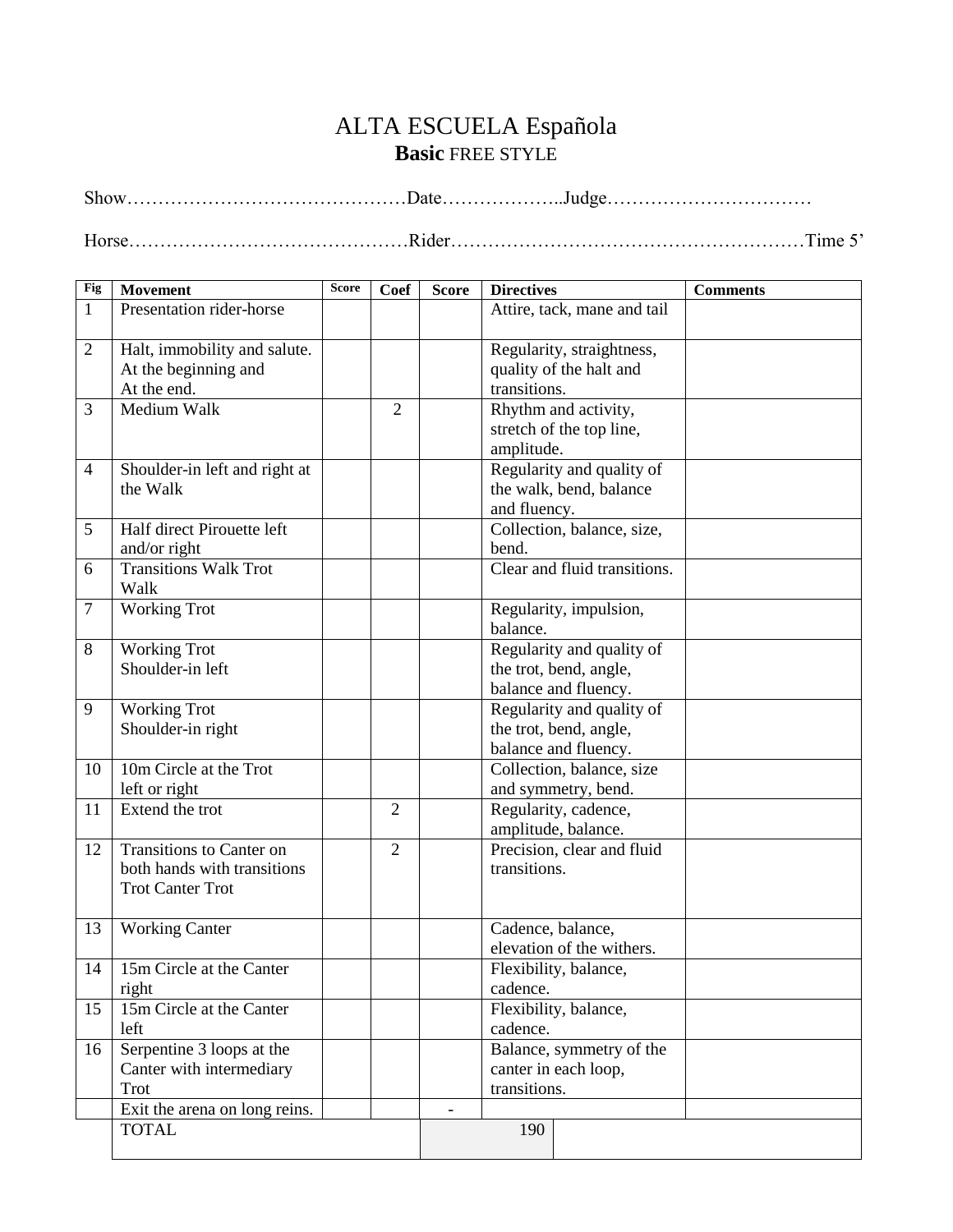# ALTA ESCUELA Española

## **Basic** FREE STYLE

Show………………………………………Date………………..Judge……………………………

Horse………………………………………Rider…………………………………………………Time 5'

| Fig | Movement | Score | Coef | Score | Directives | Comments |
|---|---|---|---|---|---|---|
| 1 | Presentation rider-horse | | | | Attire, tack, mane and tail | |
| 2 | Halt, immobility and salute. At the beginning and At the end. | | | | Regularity, straightness, quality of the halt and transitions. | |
| 3 | Medium Walk | | 2 | | Rhythm and activity, stretch of the top line, amplitude. | |
| 4 | Shoulder-in left and right at the Walk | | | | Regularity and quality of the walk, bend, balance and fluency. | |
| 5 | Half direct Pirouette left and/or right | | | | Collection, balance, size, bend. | |
| 6 | Transitions Walk Trot Walk | | | | Clear and fluid transitions. | |
| 7 | Working Trot | | | | Regularity, impulsion, balance. | |
| 8 | Working Trot Shoulder-in left | | | | Regularity and quality of the trot, bend, angle, balance and fluency. | |
| 9 | Working Trot Shoulder-in right | | | | Regularity and quality of the trot, bend, angle, balance and fluency. | |
| 10 | 10m Circle at the Trot left or right | | | | Collection, balance, size and symmetry, bend. | |
| 11 | Extend the trot | | 2 | | Regularity, cadence, amplitude, balance. | |
| 12 | Transitions to Canter on both hands with transitions Trot Canter Trot | | 2 | | Precision, clear and fluid transitions. | |
| 13 | Working Canter | | | | Cadence, balance, elevation of the withers. | |
| 14 | 15m Circle at the Canter right | | | | Flexibility, balance, cadence. | |
| 15 | 15m Circle at the Canter left | | | | Flexibility, balance, cadence. | |
| 16 | Serpentine 3 loops at the Canter with intermediary Trot | | | | Balance, symmetry of the canter in each loop, transitions. | |
| | Exit the arena on long reins. | | | - | | |
| | TOTAL | | | 190 | | |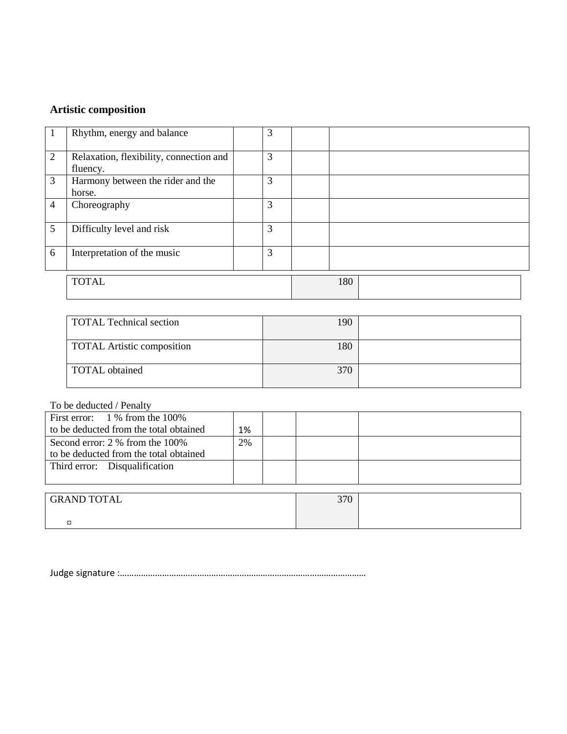**Artistic composition**

| | | | | | |
|---|---|---|---|---|---|
| 1 | Rhythm, energy and balance | | 3 | | |
| 2 | Relaxation, flexibility, connection and fluency. | | 3 | | |
| 3 | Harmony between the rider and the horse. | | 3 | | |
| 4 | Choreography | | 3 | | |
| 5 | Difficulty level and risk | | 3 | | |
| 6 | Interpretation of the music | | 3 | | |

| | | |
|---|---|---|
| TOTAL | 180 | |

| | | |
|---|---|---|
| TOTAL Technical section | 190 | |
| TOTAL Artistic composition | 180 | |
| TOTAL obtained | 370 | |

To be deducted / Penalty

| | | | | |
|---|---|---|---|---|
| First error: 1 % from the 100% to be deducted from the total obtained | 1% | | | |
| Second error: 2 % from the 100% to be deducted from the total obtained | 2% | | | |
| Third error: Disqualification | | | | |

| | | |
|---|---|---|
| GRAND TOTAL ¤ | 370 | |

Judge signature :……………………………………………………………………………………………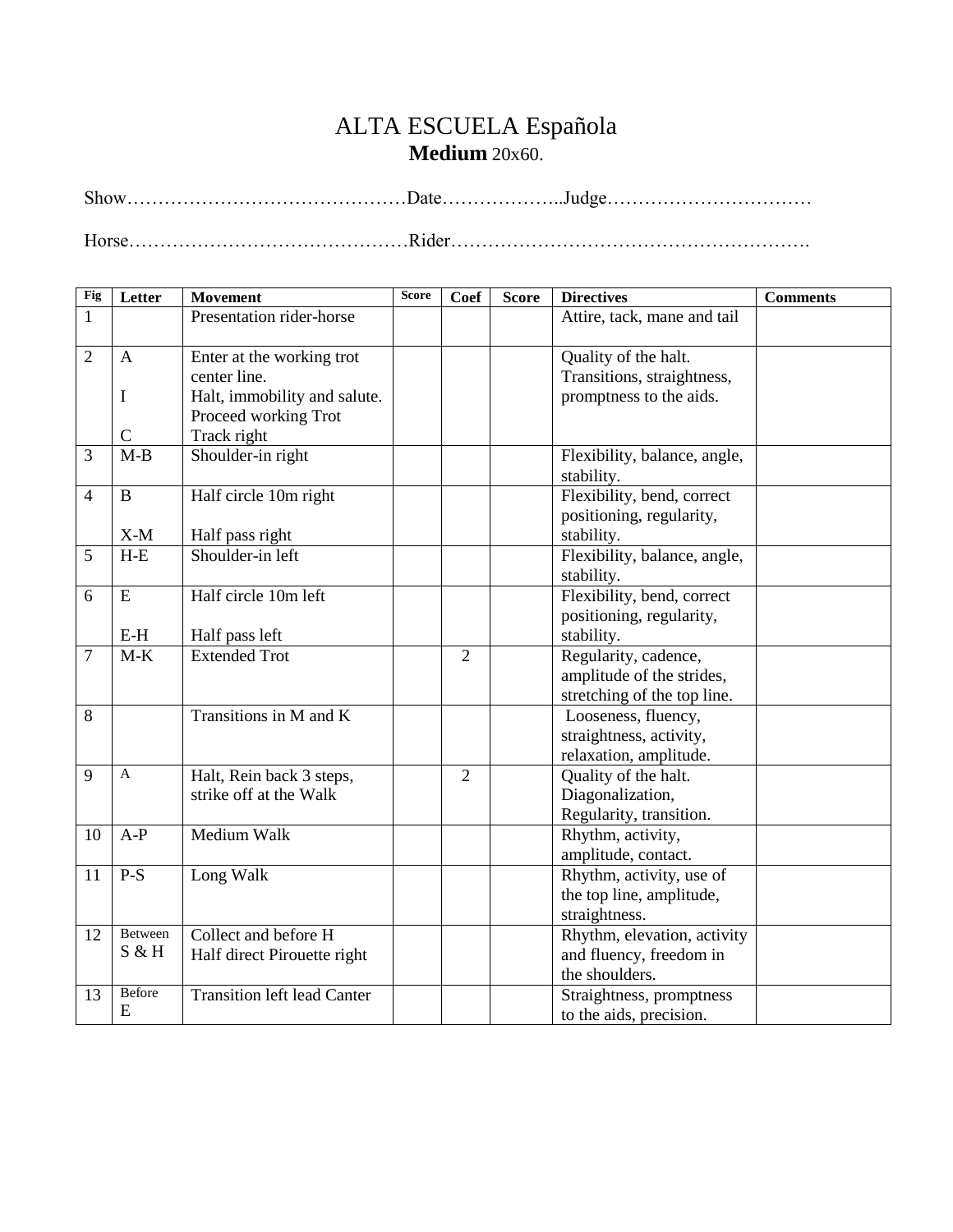# ALTA ESCUELA Española

**Medium** 20x60.

Show……………………………………Date………………..Judge……………………………

Horse………………………………………Rider………………………………………………….

| Fig | Letter | Movement | Score | Coef | Score | Directives | Comments |
|---|---|---|---|---|---|---|---|
| 1 | | Presentation rider-horse | | | | Attire, tack, mane and tail | |
| 2 | A<br><br>I<br><br>C | Enter at the working trot center line.<br>Halt, immobility and salute.<br>Proceed working Trot<br>Track right | | | | Quality of the halt. Transitions, straightness, promptness to the aids. | |
| 3 | M-B | Shoulder-in right | | | | Flexibility, balance, angle, stability. | |
| 4 | B<br><br>X-M | Half circle 10m right<br><br>Half pass right | | | | Flexibility, bend, correct positioning, regularity, stability. | |
| 5 | H-E | Shoulder-in left | | | | Flexibility, balance, angle, stability. | |
| 6 | E<br><br>E-H | Half circle 10m left<br><br>Half pass left | | | | Flexibility, bend, correct positioning, regularity, stability. | |
| 7 | M-K | Extended Trot | | 2 | | Regularity, cadence, amplitude of the strides, stretching of the top line. | |
| 8 | | Transitions in M and K | | | | Looseness, fluency, straightness, activity, relaxation, amplitude. | |
| 9 | A | Halt, Rein back 3 steps, strike off at the Walk | | 2 | | Quality of the halt. Diagonalization, Regularity, transition. | |
| 10 | A-P | Medium Walk | | | | Rhythm, activity, amplitude, contact. | |
| 11 | P-S | Long Walk | | | | Rhythm, activity, use of the top line, amplitude, straightness. | |
| 12 | Between S & H | Collect and before H<br>Half direct Pirouette right | | | | Rhythm, elevation, activity and fluency, freedom in the shoulders. | |
| 13 | Before E | Transition left lead Canter | | | | Straightness, promptness to the aids, precision. | |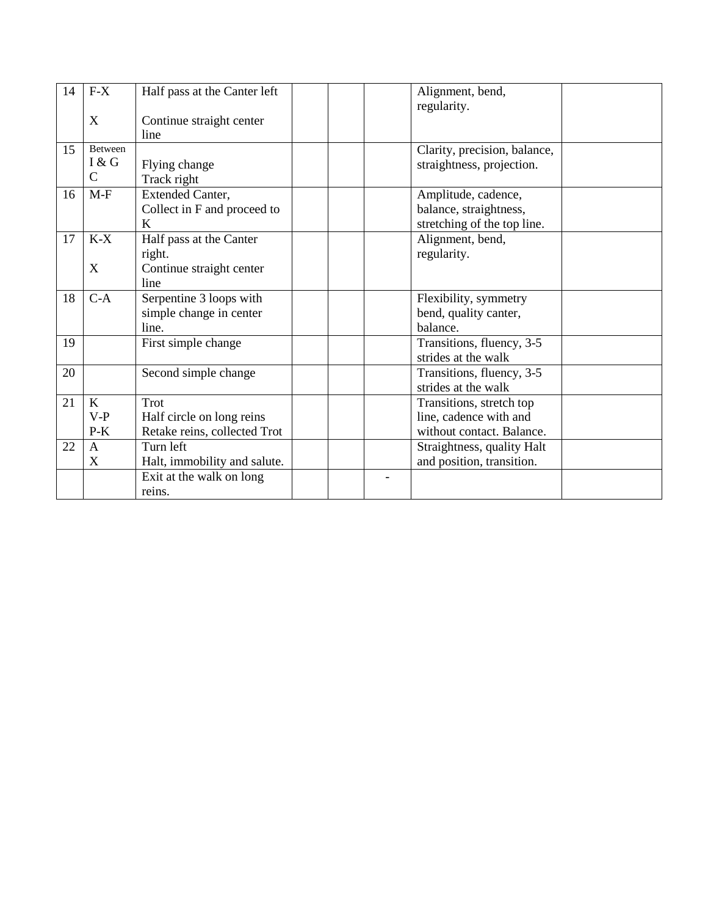| 14 | F-X<br><br>X | Half pass at the Canter left<br><br>Continue straight center line | | | | Alignment, bend, regularity. | |
|---|---|---|---|---|---|---|---|
| 15 | Between I & G<br>C | Flying change<br>Track right | | | | Clarity, precision, balance, straightness, projection. | |
| 16 | M-F | Extended Canter,<br>Collect in F and proceed to K | | | | Amplitude, cadence, balance, straightness, stretching of the top line. | |
| 17 | K-X<br><br>X | Half pass at the Canter right.<br>Continue straight center line | | | | Alignment, bend, regularity. | |
| 18 | C-A | Serpentine 3 loops with simple change in center line. | | | | Flexibility, symmetry bend, quality canter, balance. | |
| 19 | | First simple change | | | | Transitions, fluency, 3-5 strides at the walk | |
| 20 | | Second simple change | | | | Transitions, fluency, 3-5 strides at the walk | |
| 21 | K<br>V-P<br>P-K | Trot<br>Half circle on long reins<br>Retake reins, collected Trot | | | | Transitions, stretch top line, cadence with and without contact. Balance. | |
| 22 | A<br>X | Turn left<br>Halt, immobility and salute. | | | | Straightness, quality Halt and position, transition. | |
| | | Exit at the walk on long reins. | | | - | | |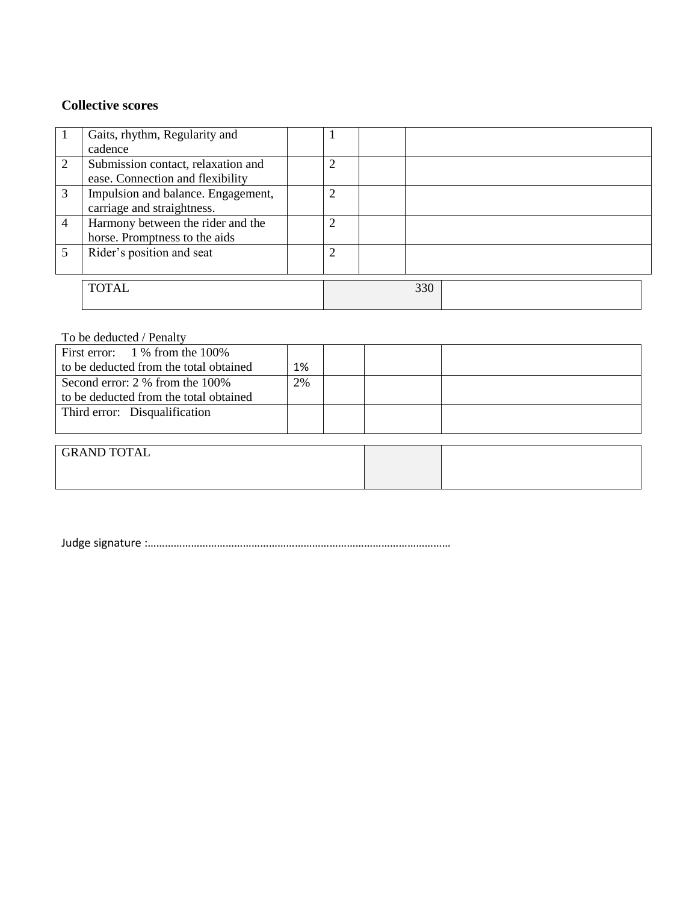**Collective scores**

| | | | | | |
|---|---|---|---|---|---|
| 1 | Gaits, rhythm, Regularity and cadence | | 1 | | |
| 2 | Submission contact, relaxation and ease. Connection and flexibility | | 2 | | |
| 3 | Impulsion and balance. Engagement, carriage and straightness. | | 2 | | |
| 4 | Harmony between the rider and the horse. Promptness to the aids | | 2 | | |
| 5 | Rider’s position and seat | | 2 | | |

| | | |
|---|---|---|
| TOTAL | 330 | |

To be deducted / Penalty

| | | | | |
|---|---|---|---|---|
| First error: 1 % from the 100% to be deducted from the total obtained | 1% | | | |
| Second error: 2 % from the 100% to be deducted from the total obtained | 2% | | | |
| Third error: Disqualification | | | | |

| | | |
|---|---|---|
| GRAND TOTAL | | |

Judge signature :………………………………………………………………………………………….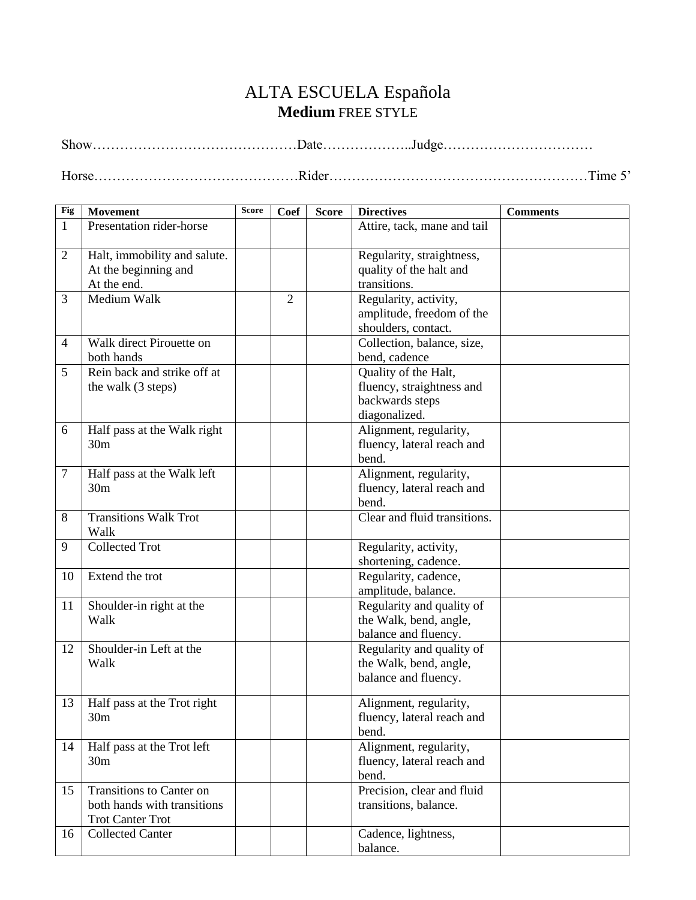# ALTA ESCUELA Española

## **Medium** FREE STYLE

Show……………………………………Date………………..Judge……………………………

Horse………………………………………Rider…………………………………………………Time 5'

| Fig | Movement | Score | Coef | Score | Directives | Comments |
|---|---|---|---|---|---|---|
| 1 | Presentation rider-horse | | | | Attire, tack, mane and tail | |
| 2 | Halt, immobility and salute. At the beginning and At the end. | | | | Regularity, straightness, quality of the halt and transitions. | |
| 3 | Medium Walk | | 2 | | Regularity, activity, amplitude, freedom of the shoulders, contact. | |
| 4 | Walk direct Pirouette on both hands | | | | Collection, balance, size, bend, cadence | |
| 5 | Rein back and strike off at the walk (3 steps) | | | | Quality of the Halt, fluency, straightness and backwards steps diagonalized. | |
| 6 | Half pass at the Walk right 30m | | | | Alignment, regularity, fluency, lateral reach and bend. | |
| 7 | Half pass at the Walk left 30m | | | | Alignment, regularity, fluency, lateral reach and bend. | |
| 8 | Transitions Walk Trot Walk | | | | Clear and fluid transitions. | |
| 9 | Collected Trot | | | | Regularity, activity, shortening, cadence. | |
| 10 | Extend the trot | | | | Regularity, cadence, amplitude, balance. | |
| 11 | Shoulder-in right at the Walk | | | | Regularity and quality of the Walk, bend, angle, balance and fluency. | |
| 12 | Shoulder-in Left at the Walk | | | | Regularity and quality of the Walk, bend, angle, balance and fluency. | |
| 13 | Half pass at the Trot right 30m | | | | Alignment, regularity, fluency, lateral reach and bend. | |
| 14 | Half pass at the Trot left 30m | | | | Alignment, regularity, fluency, lateral reach and bend. | |
| 15 | Transitions to Canter on both hands with transitions Trot Canter Trot | | | | Precision, clear and fluid transitions, balance. | |
| 16 | Collected Canter | | | | Cadence, lightness, balance. | |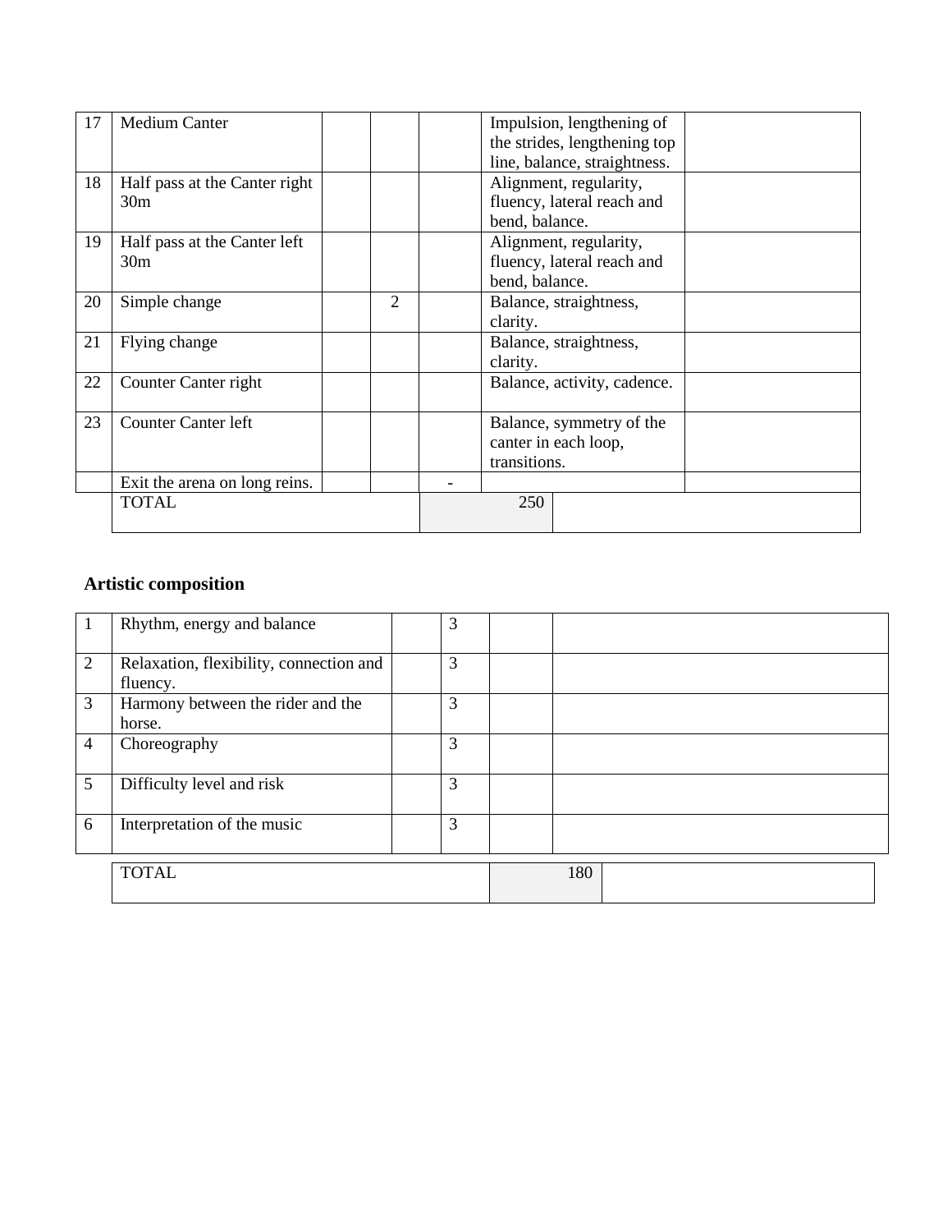| 17 | Medium Canter | | | | Impulsion, lengthening of the strides, lengthening top line, balance, straightness. | |
|---|---|---|---|---|---|---|
| 18 | Half pass at the Canter right 30m | | | | Alignment, regularity, fluency, lateral reach and bend, balance. | |
| 19 | Half pass at the Canter left 30m | | | | Alignment, regularity, fluency, lateral reach and bend, balance. | |
| 20 | Simple change | | 2 | | Balance, straightness, clarity. | |
| 21 | Flying change | | | | Balance, straightness, clarity. | |
| 22 | Counter Canter right | | | | Balance, activity, cadence. | |
| 23 | Counter Canter left | | | | Balance, symmetry of the canter in each loop, transitions. | |
| | Exit the arena on long reins. | | | - | | |
| | TOTAL | | | 250 | | |

## Artistic composition

| 1 | Rhythm, energy and balance | | 3 | | |
|---|---|---|---|---|---|
| 2 | Relaxation, flexibility, connection and fluency. | | 3 | | |
| 3 | Harmony between the rider and the horse. | | 3 | | |
| 4 | Choreography | | 3 | | |
| 5 | Difficulty level and risk | | 3 | | |
| 6 | Interpretation of the music | | 3 | | |
| | TOTAL | | | 180 | |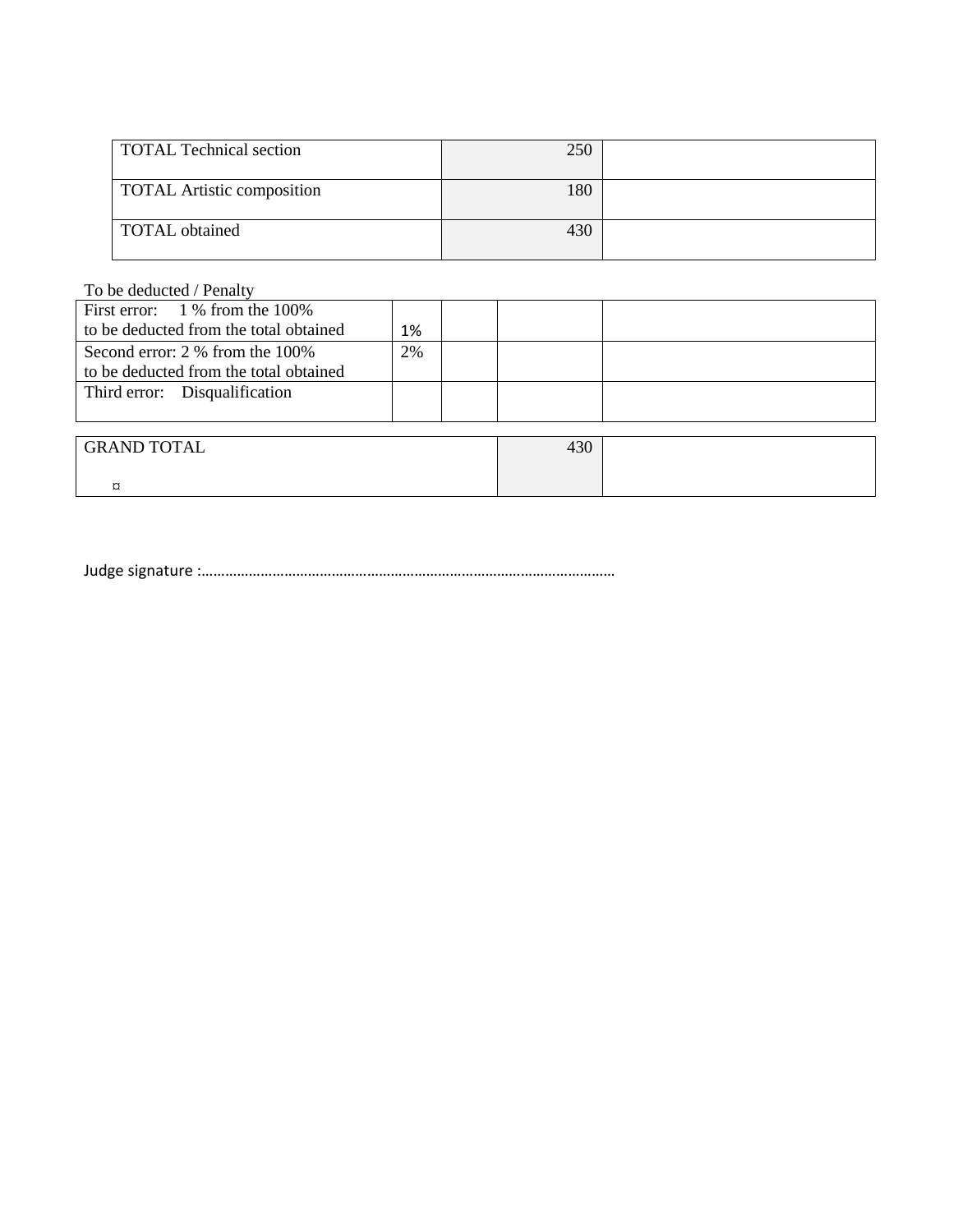| | | |
|---|---|---|
| TOTAL Technical section | 250 | |
| TOTAL Artistic composition | 180 | |
| TOTAL obtained | 430 | |

To be deducted / Penalty

| | | | | |
|---|---|---|---|---|
| First error: 1 % from the 100% to be deducted from the total obtained | 1% | | | |
| Second error: 2 % from the 100% to be deducted from the total obtained | 2% | | | |
| Third error: Disqualification | | | | |

| | | |
|---|---|---|
| GRAND TOTAL ¤ | 430 | |

Judge signature :……………………………………………………………………………………………